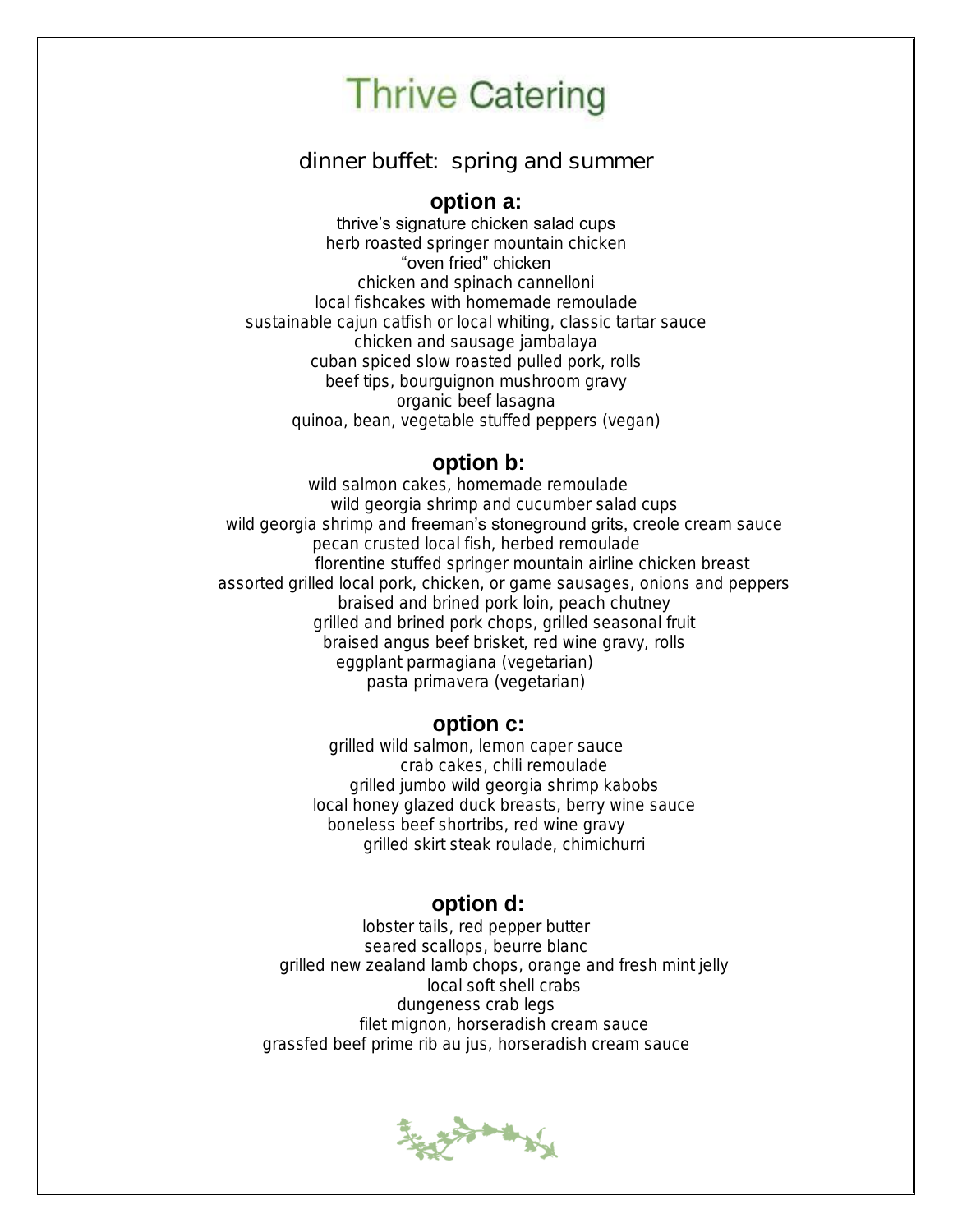# Thrive Catering

## dinner buffet: spring and summer

### option a:

thrive's signature chicken salad cups
herb roasted springer mountain chicken
"oven fried" chicken
chicken and spinach cannelloni
local fishcakes with homemade remoulade
sustainable cajun catfish or local whiting, classic tartar sauce
chicken and sausage jambalaya
cuban spiced slow roasted pulled pork, rolls
beef tips, bourguignon mushroom gravy
organic beef lasagna
quinoa, bean, vegetable stuffed peppers (vegan)

### option b:

wild salmon cakes, homemade remoulade
wild georgia shrimp and cucumber salad cups
wild georgia shrimp and freeman's stoneground grits, creole cream sauce
pecan crusted local fish, herbed remoulade
florentine stuffed springer mountain airline chicken breast
assorted grilled local pork, chicken, or game sausages, onions and peppers
braised and brined pork loin, peach chutney
grilled and brined pork chops, grilled seasonal fruit
braised angus beef brisket, red wine gravy, rolls
eggplant parmagiana (vegetarian)
pasta primavera (vegetarian)

### option c:

grilled wild salmon, lemon caper sauce
crab cakes, chili remoulade
grilled jumbo wild georgia shrimp kabobs
local honey glazed duck breasts, berry wine sauce
boneless beef shortribs, red wine gravy
grilled skirt steak roulade, chimichurri

### option d:

lobster tails, red pepper butter
seared scallops, beurre blanc
grilled new zealand lamb chops, orange and fresh mint jelly
local soft shell crabs
dungeness crab legs
filet mignon, horseradish cream sauce
grassfed beef prime rib au jus, horseradish cream sauce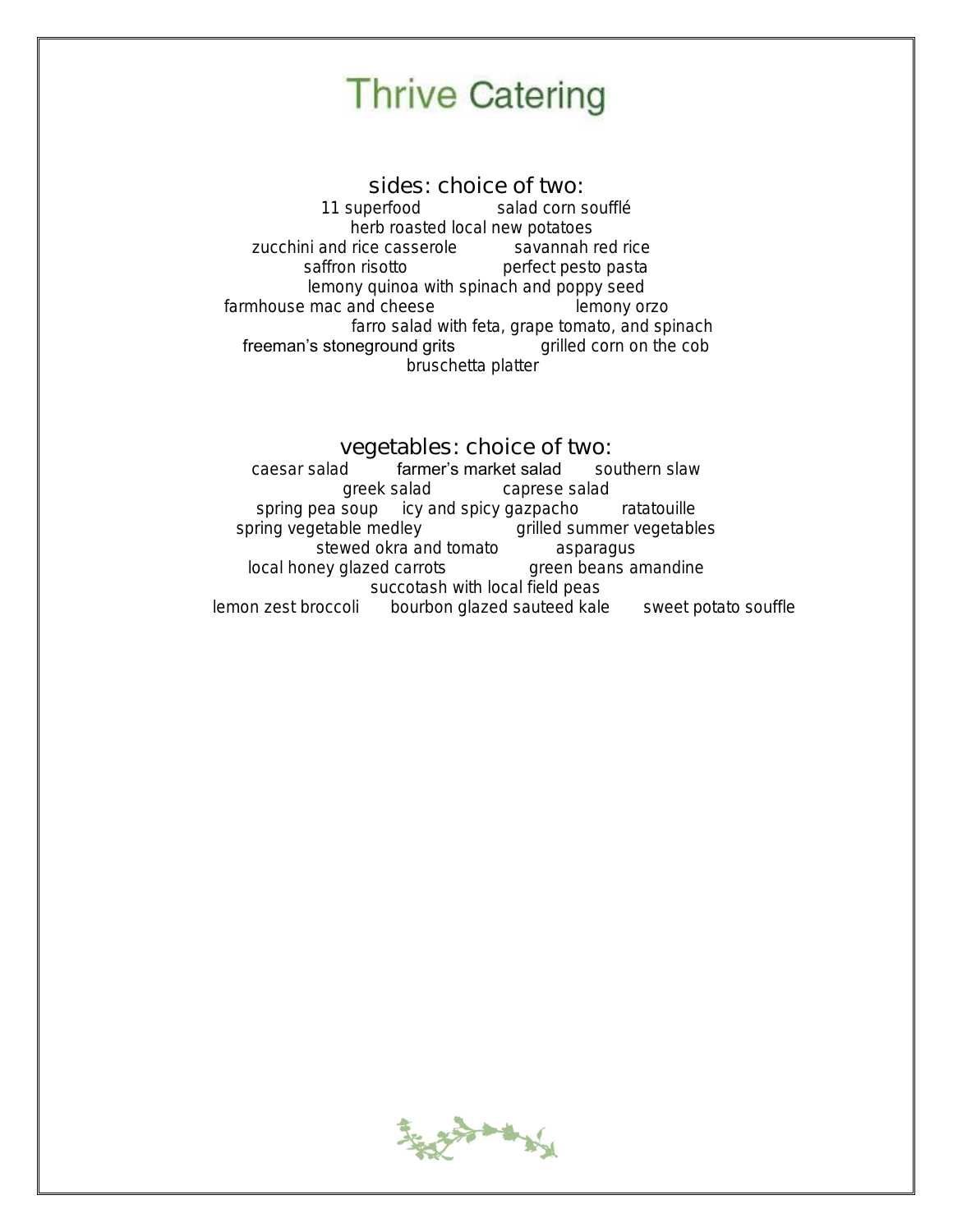# Thrive Catering

## sides: choice of two:

11 superfood salad
corn soufflé
herb roasted local new potatoes
zucchini and rice casserole
savannah red rice
saffron risotto
perfect pesto pasta
lemony quinoa with spinach and poppy seed
farmhouse mac and cheese
lemony orzo
farro salad with feta, grape tomato, and spinach
freeman's stoneground grits
grilled corn on the cob
bruschetta platter

## vegetables: choice of two:

caesar salad
farmer's market salad
southern slaw
greek salad
caprese salad
spring pea soup
icy and spicy gazpacho
ratatouille
spring vegetable medley
grilled summer vegetables
stewed okra and tomato
asparagus
local honey glazed carrots
green beans amandine
succotash with local field peas
lemon zest broccoli
bourbon glazed sauteed kale
sweet potato souffle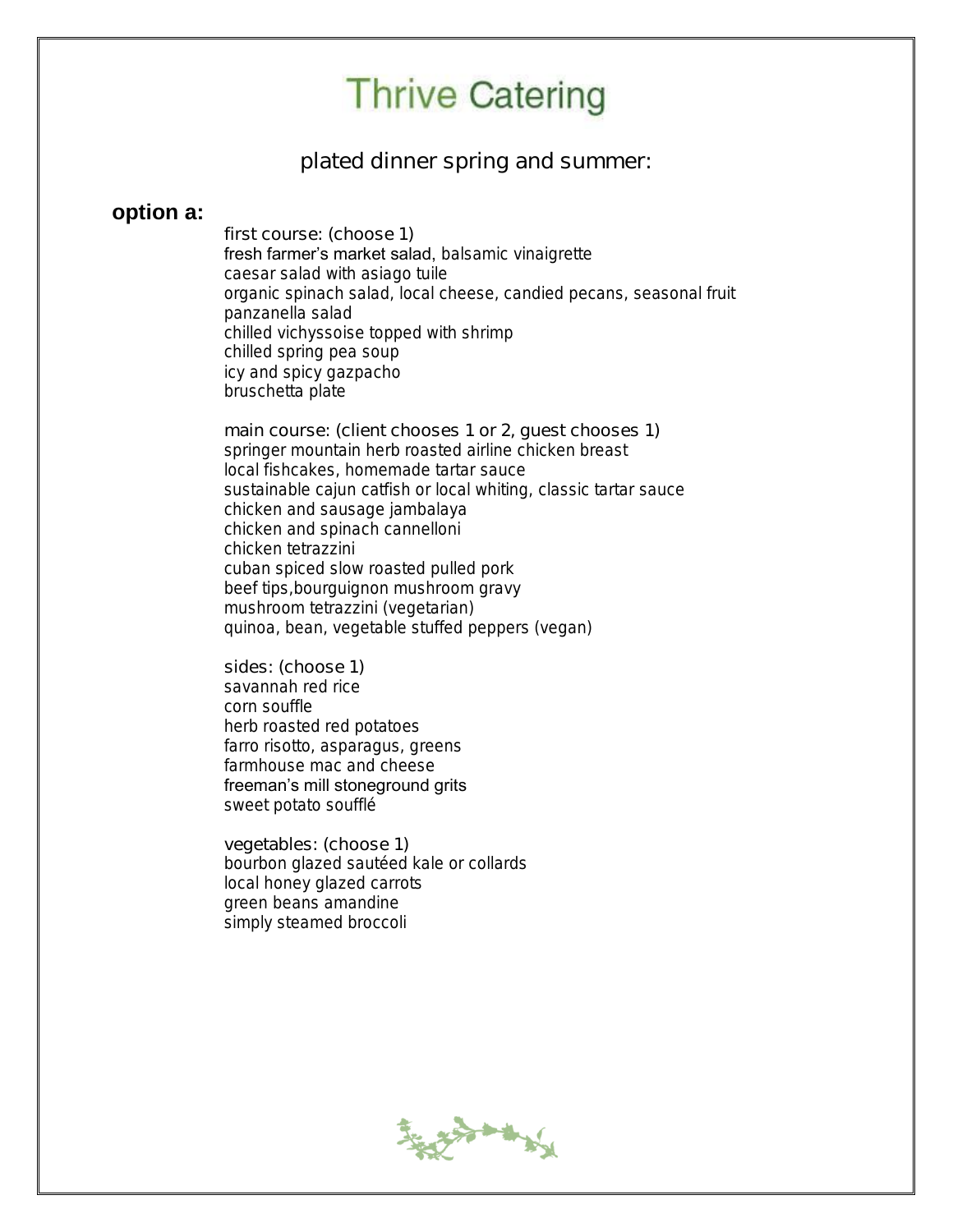# Thrive Catering

## plated dinner spring and summer:

### option a:

first course: (choose 1)

fresh farmer's market salad, balsamic vinaigrette
caesar salad with asiago tuile
organic spinach salad, local cheese, candied pecans, seasonal fruit
panzanella salad
chilled vichyssoise topped with shrimp
chilled spring pea soup
icy and spicy gazpacho
bruschetta plate

main course: (client chooses 1 or 2, guest chooses 1)

springer mountain herb roasted airline chicken breast
local fishcakes, homemade tartar sauce
sustainable cajun catfish or local whiting, classic tartar sauce
chicken and sausage jambalaya
chicken and spinach cannelloni
chicken tetrazzini
cuban spiced slow roasted pulled pork
beef tips,bourguignon mushroom gravy
mushroom tetrazzini (vegetarian)
quinoa, bean, vegetable stuffed peppers (vegan)

sides: (choose 1)

savannah red rice
corn souffle
herb roasted red potatoes
farro risotto, asparagus, greens
farmhouse mac and cheese
freeman's mill stoneground grits
sweet potato soufflé

vegetables: (choose 1)

bourbon glazed sautéed kale or collards
local honey glazed carrots
green beans amandine
simply steamed broccoli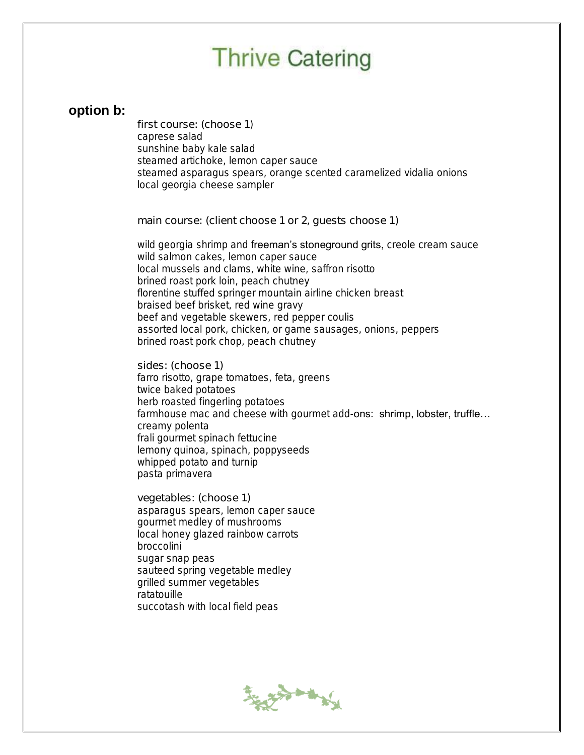# Thrive Catering

## option b:

first course: (choose 1)
caprese salad
sunshine baby kale salad
steamed artichoke, lemon caper sauce
steamed asparagus spears, orange scented caramelized vidalia onions
local georgia cheese sampler

main course: (client choose 1 or 2, guests choose 1)

wild georgia shrimp and freeman's stoneground grits, creole cream sauce
wild salmon cakes, lemon caper sauce
local mussels and clams, white wine, saffron risotto
brined roast pork loin, peach chutney
florentine stuffed springer mountain airline chicken breast
braised beef brisket, red wine gravy
beef and vegetable skewers, red pepper coulis
assorted local pork, chicken, or game sausages, onions, peppers
brined roast pork chop, peach chutney

sides: (choose 1)
farro risotto, grape tomatoes, feta, greens
twice baked potatoes
herb roasted fingerling potatoes
farmhouse mac and cheese with gourmet add-ons: shrimp, lobster, truffle…
creamy polenta
frali gourmet spinach fettucine
lemony quinoa, spinach, poppyseeds
whipped potato and turnip
pasta primavera

vegetables: (choose 1)
asparagus spears, lemon caper sauce
gourmet medley of mushrooms
local honey glazed rainbow carrots
broccolini
sugar snap peas
sauteed spring vegetable medley
grilled summer vegetables
ratatouille
succotash with local field peas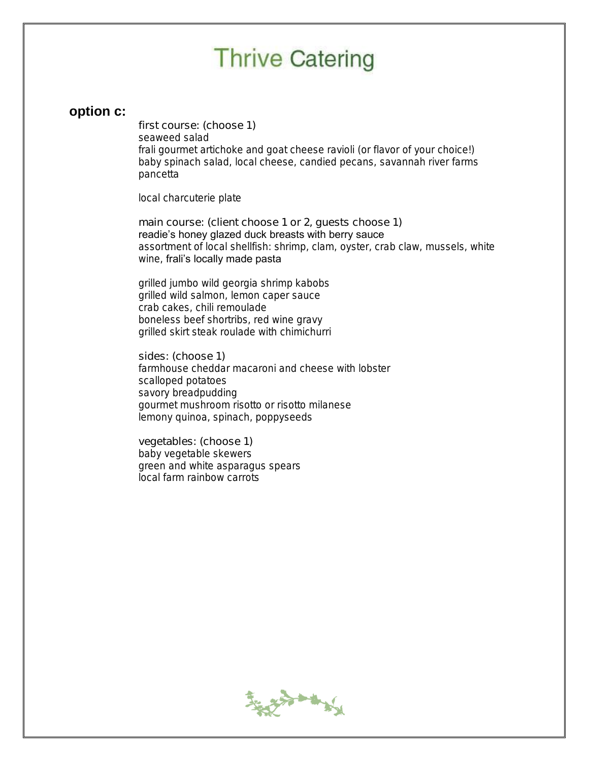# Thrive Catering

## option c:

first course: (choose 1)
seaweed salad
frali gourmet artichoke and goat cheese ravioli (or flavor of your choice!)
baby spinach salad, local cheese, candied pecans, savannah river farms pancetta

local charcuterie plate

main course: (client choose 1 or 2, guests choose 1)
readie's honey glazed duck breasts with berry sauce
assortment of local shellfish: shrimp, clam, oyster, crab claw, mussels, white wine, frali's locally made pasta

grilled jumbo wild georgia shrimp kabobs
grilled wild salmon, lemon caper sauce
crab cakes, chili remoulade
boneless beef shortribs, red wine gravy
grilled skirt steak roulade with chimichurri

sides: (choose 1)
farmhouse cheddar macaroni and cheese with lobster
scalloped potatoes
savory breadpudding
gourmet mushroom risotto or risotto milanese
lemony quinoa, spinach, poppyseeds

vegetables: (choose 1)
baby vegetable skewers
green and white asparagus spears
local farm rainbow carrots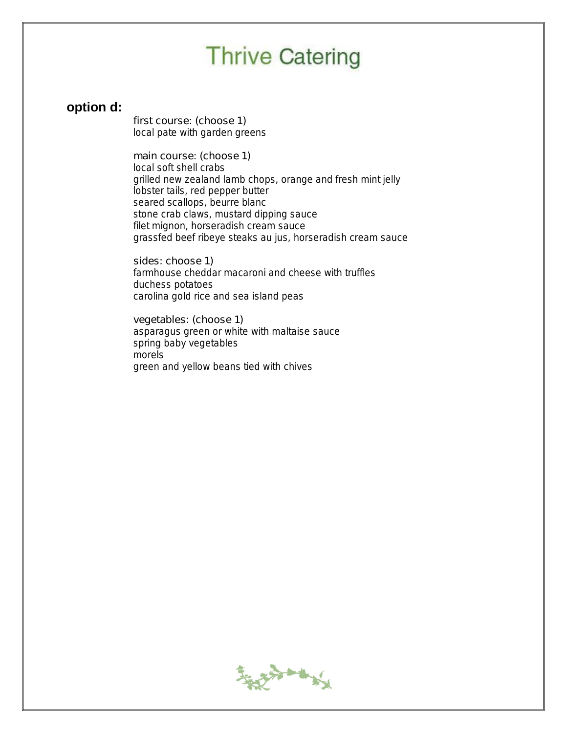# Thrive Catering

## option d:

first course: (choose 1)
local pate with garden greens

main course: (choose 1)
local soft shell crabs
grilled new zealand lamb chops, orange and fresh mint jelly
lobster tails, red pepper butter
seared scallops, beurre blanc
stone crab claws, mustard dipping sauce
filet mignon, horseradish cream sauce
grassfed beef ribeye steaks au jus, horseradish cream sauce

sides: choose 1)
farmhouse cheddar macaroni and cheese with truffles
duchess potatoes
carolina gold rice and sea island peas

vegetables: (choose 1)
asparagus green or white with maltaise sauce
spring baby vegetables
morels
green and yellow beans tied with chives